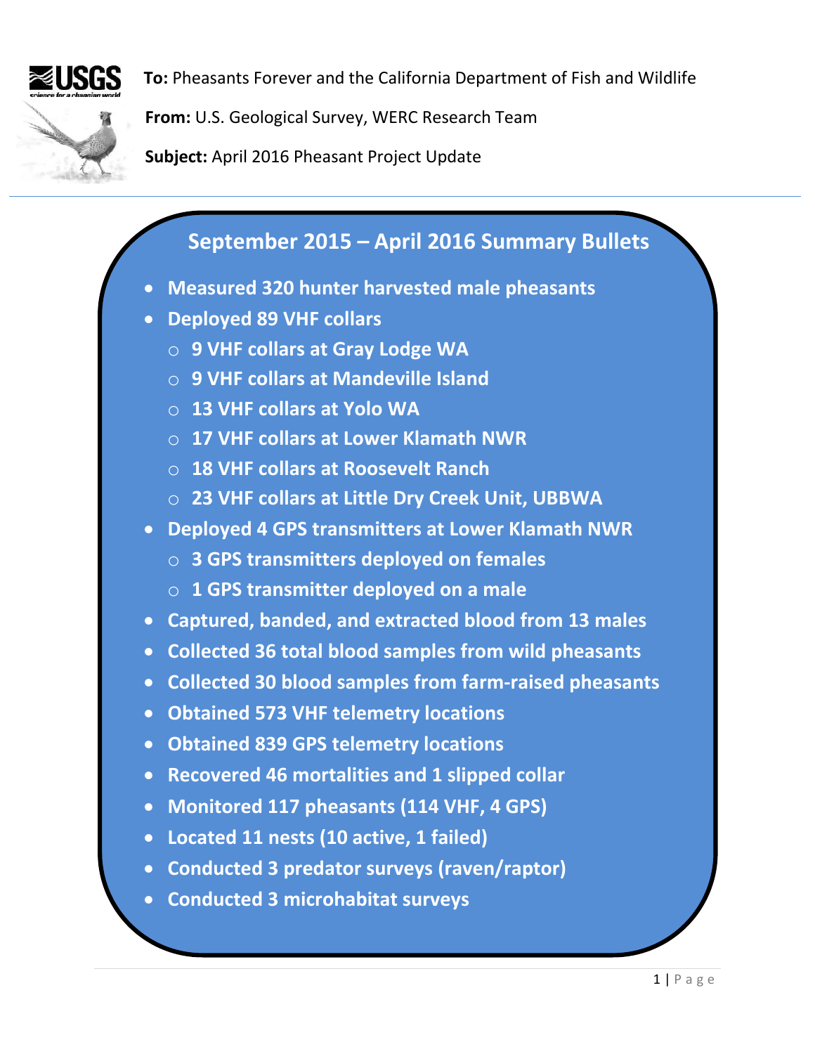**To:** Pheasants Forever and the California Department of Fish and Wildlife

**From:** U.S. Geological Survey, WERC Research Team

**Subject:** April 2016 Pheasant Project Update

## September 2015 – April 2016 Summary Bullets

- **Measured 320 hunter harvested male pheasants**
- **Deployed 89 VHF collars**
  - **9 VHF collars at Gray Lodge WA**
  - **9 VHF collars at Mandeville Island**
  - **13 VHF collars at Yolo WA**
  - **17 VHF collars at Lower Klamath NWR**
  - **18 VHF collars at Roosevelt Ranch**
  - **23 VHF collars at Little Dry Creek Unit, UBBWA**
- **Deployed 4 GPS transmitters at Lower Klamath NWR**
  - **3 GPS transmitters deployed on females**
  - **1 GPS transmitter deployed on a male**
- **Captured, banded, and extracted blood from 13 males**
- **Collected 36 total blood samples from wild pheasants**
- **Collected 30 blood samples from farm-raised pheasants**
- **Obtained 573 VHF telemetry locations**
- **Obtained 839 GPS telemetry locations**
- **Recovered 46 mortalities and 1 slipped collar**
- **Monitored 117 pheasants (114 VHF, 4 GPS)**
- **Located 11 nests (10 active, 1 failed)**
- **Conducted 3 predator surveys (raven/raptor)**
- **Conducted 3 microhabitat surveys**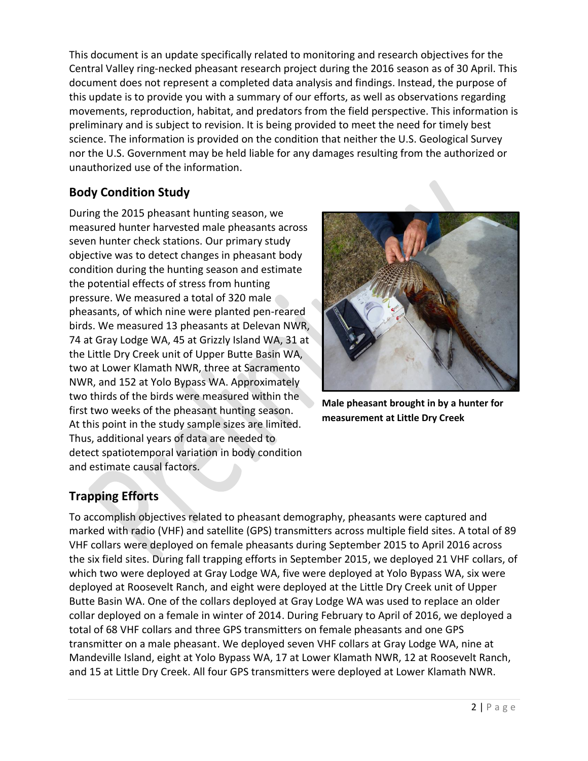This document is an update specifically related to monitoring and research objectives for the Central Valley ring-necked pheasant research project during the 2016 season as of 30 April. This document does not represent a completed data analysis and findings. Instead, the purpose of this update is to provide you with a summary of our efforts, as well as observations regarding movements, reproduction, habitat, and predators from the field perspective. This information is preliminary and is subject to revision. It is being provided to meet the need for timely best science. The information is provided on the condition that neither the U.S. Geological Survey nor the U.S. Government may be held liable for any damages resulting from the authorized or unauthorized use of the information.

## Body Condition Study

During the 2015 pheasant hunting season, we measured hunter harvested male pheasants across seven hunter check stations. Our primary study objective was to detect changes in pheasant body condition during the hunting season and estimate the potential effects of stress from hunting pressure. We measured a total of 320 male pheasants, of which nine were planted pen-reared birds. We measured 13 pheasants at Delevan NWR, 74 at Gray Lodge WA, 45 at Grizzly Island WA, 31 at the Little Dry Creek unit of Upper Butte Basin WA, two at Lower Klamath NWR, three at Sacramento NWR, and 152 at Yolo Bypass WA. Approximately two thirds of the birds were measured within the first two weeks of the pheasant hunting season. At this point in the study sample sizes are limited. Thus, additional years of data are needed to detect spatiotemporal variation in body condition and estimate causal factors.

**Male pheasant brought in by a hunter for measurement at Little Dry Creek**

## Trapping Efforts

To accomplish objectives related to pheasant demography, pheasants were captured and marked with radio (VHF) and satellite (GPS) transmitters across multiple field sites. A total of 89 VHF collars were deployed on female pheasants during September 2015 to April 2016 across the six field sites. During fall trapping efforts in September 2015, we deployed 21 VHF collars, of which two were deployed at Gray Lodge WA, five were deployed at Yolo Bypass WA, six were deployed at Roosevelt Ranch, and eight were deployed at the Little Dry Creek unit of Upper Butte Basin WA. One of the collars deployed at Gray Lodge WA was used to replace an older collar deployed on a female in winter of 2014. During February to April of 2016, we deployed a total of 68 VHF collars and three GPS transmitters on female pheasants and one GPS transmitter on a male pheasant. We deployed seven VHF collars at Gray Lodge WA, nine at Mandeville Island, eight at Yolo Bypass WA, 17 at Lower Klamath NWR, 12 at Roosevelt Ranch, and 15 at Little Dry Creek. All four GPS transmitters were deployed at Lower Klamath NWR.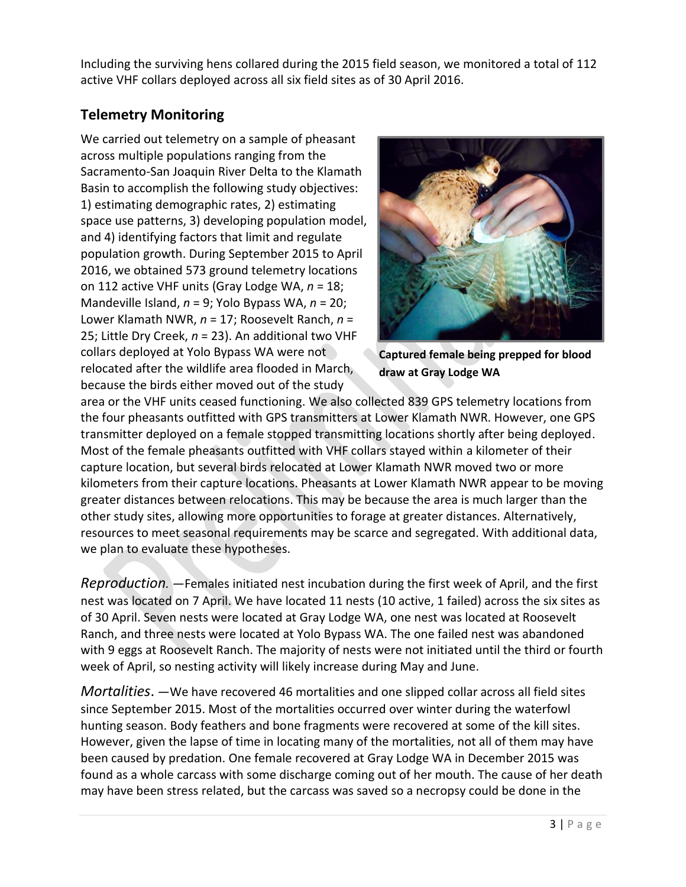Including the surviving hens collared during the 2015 field season, we monitored a total of 112 active VHF collars deployed across all six field sites as of 30 April 2016.

## Telemetry Monitoring

We carried out telemetry on a sample of pheasant across multiple populations ranging from the Sacramento-San Joaquin River Delta to the Klamath Basin to accomplish the following study objectives: 1) estimating demographic rates, 2) estimating space use patterns, 3) developing population model, and 4) identifying factors that limit and regulate population growth. During September 2015 to April 2016, we obtained 573 ground telemetry locations on 112 active VHF units (Gray Lodge WA, *n* = 18; Mandeville Island, *n* = 9; Yolo Bypass WA, *n* = 20; Lower Klamath NWR, *n* = 17; Roosevelt Ranch, *n* = 25; Little Dry Creek, *n* = 23). An additional two VHF collars deployed at Yolo Bypass WA were not relocated after the wildlife area flooded in March, because the birds either moved out of the study area or the VHF units ceased functioning. We also collected 839 GPS telemetry locations from the four pheasants outfitted with GPS transmitters at Lower Klamath NWR. However, one GPS transmitter deployed on a female stopped transmitting locations shortly after being deployed. Most of the female pheasants outfitted with VHF collars stayed within a kilometer of their capture location, but several birds relocated at Lower Klamath NWR moved two or more kilometers from their capture locations. Pheasants at Lower Klamath NWR appear to be moving greater distances between relocations. This may be because the area is much larger than the other study sites, allowing more opportunities to forage at greater distances. Alternatively, resources to meet seasonal requirements may be scarce and segregated. With additional data, we plan to evaluate these hypotheses.

**Captured female being prepped for blood draw at Gray Lodge WA**

*Reproduction.* —Females initiated nest incubation during the first week of April, and the first nest was located on 7 April. We have located 11 nests (10 active, 1 failed) across the six sites as of 30 April. Seven nests were located at Gray Lodge WA, one nest was located at Roosevelt Ranch, and three nests were located at Yolo Bypass WA. The one failed nest was abandoned with 9 eggs at Roosevelt Ranch. The majority of nests were not initiated until the third or fourth week of April, so nesting activity will likely increase during May and June.

*Mortalities*. —We have recovered 46 mortalities and one slipped collar across all field sites since September 2015. Most of the mortalities occurred over winter during the waterfowl hunting season. Body feathers and bone fragments were recovered at some of the kill sites. However, given the lapse of time in locating many of the mortalities, not all of them may have been caused by predation. One female recovered at Gray Lodge WA in December 2015 was found as a whole carcass with some discharge coming out of her mouth. The cause of her death may have been stress related, but the carcass was saved so a necropsy could be done in the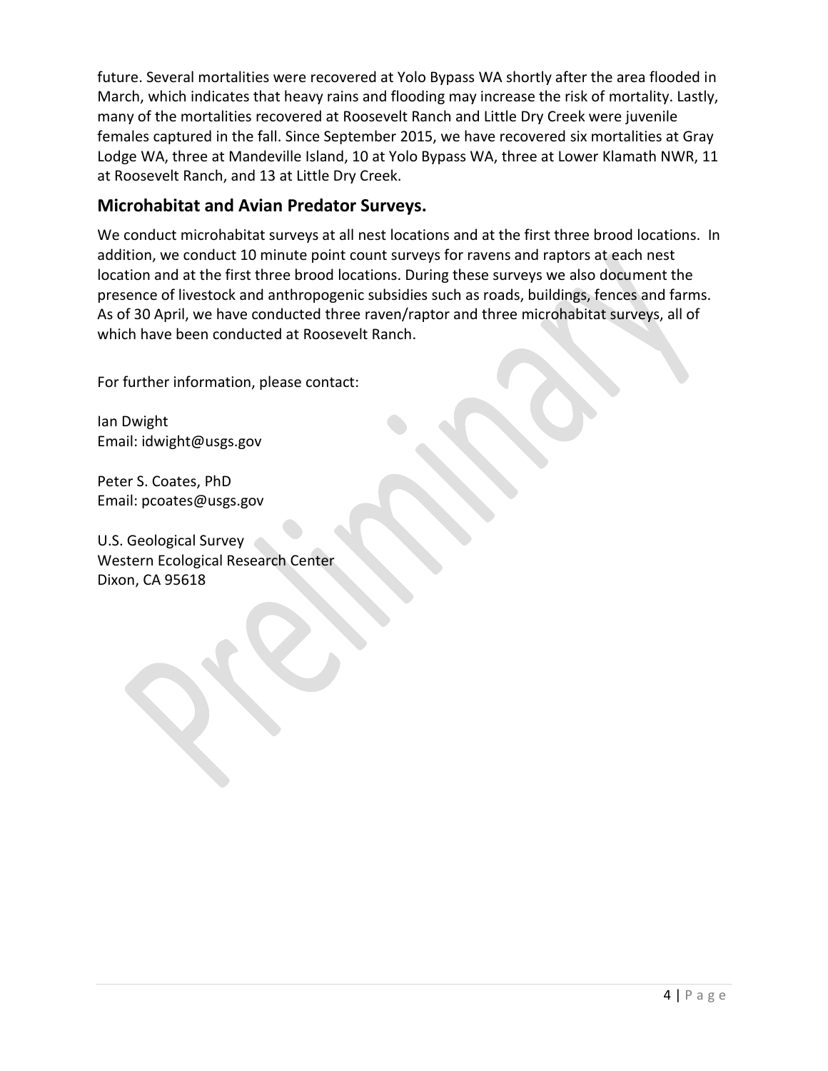future. Several mortalities were recovered at Yolo Bypass WA shortly after the area flooded in March, which indicates that heavy rains and flooding may increase the risk of mortality. Lastly, many of the mortalities recovered at Roosevelt Ranch and Little Dry Creek were juvenile females captured in the fall. Since September 2015, we have recovered six mortalities at Gray Lodge WA, three at Mandeville Island, 10 at Yolo Bypass WA, three at Lower Klamath NWR, 11 at Roosevelt Ranch, and 13 at Little Dry Creek.

## Microhabitat and Avian Predator Surveys.

We conduct microhabitat surveys at all nest locations and at the first three brood locations. In addition, we conduct 10 minute point count surveys for ravens and raptors at each nest location and at the first three brood locations. During these surveys we also document the presence of livestock and anthropogenic subsidies such as roads, buildings, fences and farms. As of 30 April, we have conducted three raven/raptor and three microhabitat surveys, all of which have been conducted at Roosevelt Ranch.

For further information, please contact:

Ian Dwight  
Email: idwight@usgs.gov

Peter S. Coates, PhD  
Email: pcoates@usgs.gov

U.S. Geological Survey  
Western Ecological Research Center  
Dixon, CA 95618